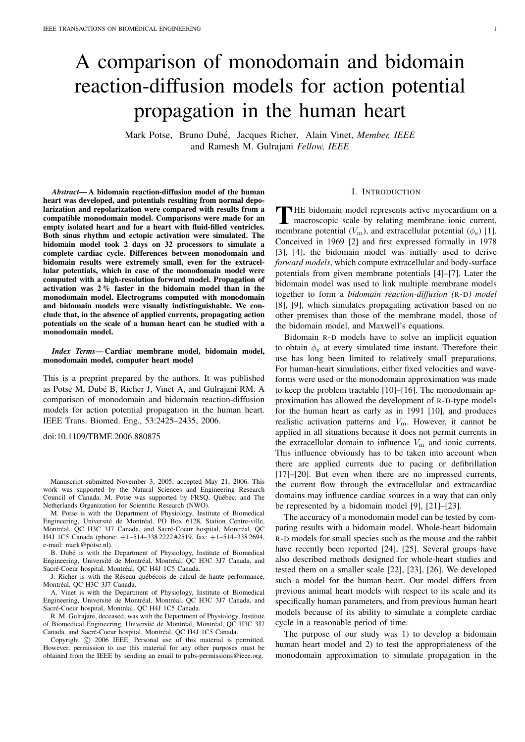# A comparison of monodomain and bidomain reaction-diffusion models for action potential propagation in the human heart

Mark Potse, Bruno Dubé, Jacques Richer, Alain Vinet, *Member, IEEE* and Ramesh M. Gulrajani *Fellow, IEEE*

***Abstract*— A bidomain reaction-diffusion model of the human heart was developed, and potentials resulting from normal depolarization and repolarization were compared with results from a compatible monodomain model. Comparisons were made for an empty isolated heart and for a heart with fluid-filled ventricles. Both sinus rhythm and ectopic activation were simulated. The bidomain model took 2 days on 32 processors to simulate a complete cardiac cycle. Differences between monodomain and bidomain results were extremely small, even for the extracellular potentials, which in case of the monodomain model were computed with a high-resolution forward model. Propagation of activation was 2 % faster in the bidomain model than in the monodomain model. Electrograms computed with monodomain and bidomain models were visually indistinguishable. We conclude that, in the absence of applied currents, propagating action potentials on the scale of a human heart can be studied with a monodomain model.**

***Index Terms*— Cardiac membrane model, bidomain model, monodomain model, computer heart model**

This is a preprint prepared by the authors. It was published as Potse M, Dubé B, Richer J, Vinet A, and Gulrajani RM. A comparison of monodomain and bidomain reaction-diffusion models for action potential propagation in the human heart. IEEE Trans. Biomed. Eng., 53:2425–2435, 2006.

doi:10.1109/TBME.2006.880875

Manuscript submitted November 3, 2005; accepted May 21, 2006. This work was supported by the Natural Sciences and Engineering Research Council of Canada. M. Potse was supported by FRSQ, Québec, and The Netherlands Organization for Scientific Research (NWO).

M. Potse is with the Department of Physiology, Institute of Biomedical Engineering, Université de Montréal, PO Box 6128, Station Centre-ville, Montréal, QC H3C 3J7 Canada, and Sacré-Coeur hospital, Montréal, QC H4J 1C5 Canada (phone: +1–514–338 2222 #2519, fax: +1–514–338 2694, e-mail: mark@potse.nl).

B. Dubé is with the Department of Physiology, Institute of Biomedical Engineering, Université de Montréal, Montréal, QC H3C 3J7 Canada, and Sacré-Coeur hospital, Montréal, QC H4J 1C5 Canada.

J. Richer is with the Réseau québécois de calcul de haute performance, Montréal, QC H3C 3J7 Canada.

A. Vinet is with the Department of Physiology, Institute of Biomedical Engineering, Université de Montréal, Montréal, QC H3C 3J7 Canada, and Sacré-Coeur hospital, Montréal, QC H4J 1C5 Canada.

R. M. Gulrajani, deceased, was with the Department of Physiology, Institute of Biomedical Engineering, Université de Montréal, Montréal, QC H3C 3J7 Canada, and Sacré-Coeur hospital, Montréal, QC H4J 1C5 Canada.

Copyright © 2006 IEEE. Personal use of this material is permitted. However, permission to use this material for any other purposes must be obtained from the IEEE by sending an email to pubs-permissions@ieee.org.

## I. Introduction

The bidomain model represents active myocardium on a macroscopic scale by relating membrane ionic current, membrane potential ($V_m$), and extracellular potential ($\phi_e$) [1]. Conceived in 1969 [2] and first expressed formally in 1978 [3], [4], the bidomain model was initially used to derive *forward models*, which compute extracellular and body-surface potentials from given membrane potentials [4]–[7]. Later the bidomain model was used to link multiple membrane models together to form a *bidomain reaction-diffusion (R-D) model* [8], [9], which simulates propagating activation based on no other premises than those of the membrane model, those of the bidomain model, and Maxwell's equations.

Bidomain R-D models have to solve an implicit equation to obtain $\phi_e$ at every simulated time instant. Therefore their use has long been limited to relatively small preparations. For human-heart simulations, either fixed velocities and waveforms were used or the monodomain approximation was made to keep the problem tractable [10]–[16]. The monodomain approximation has allowed the development of R-D-type models for the human heart as early as in 1991 [10], and produces realistic activation patterns and $V_m$. However, it cannot be applied in all situations because it does not permit currents in the extracellular domain to influence $V_m$ and ionic currents. This influence obviously has to be taken into account when there are applied currents due to pacing or defibrillation [17]–[20]. But even when there are no impressed currents, the current flow through the extracellular and extracardiac domains may influence cardiac sources in a way that can only be represented by a bidomain model [9], [21]–[23].

The accuracy of a monodomain model can be tested by comparing results with a bidomain model. Whole-heart bidomain R-D models for small species such as the mouse and the rabbit have recently been reported [24], [25]. Several groups have also described methods designed for whole-heart studies and tested them on a smaller scale [22], [23], [26]. We developed such a model for the human heart. Our model differs from previous animal heart models with respect to its scale and its specifically human parameters, and from previous human heart models because of its ability to simulate a complete cardiac cycle in a reasonable period of time.

The purpose of our study was 1) to develop a bidomain human heart model and 2) to test the appropriateness of the monodomain approximation to simulate propagation in the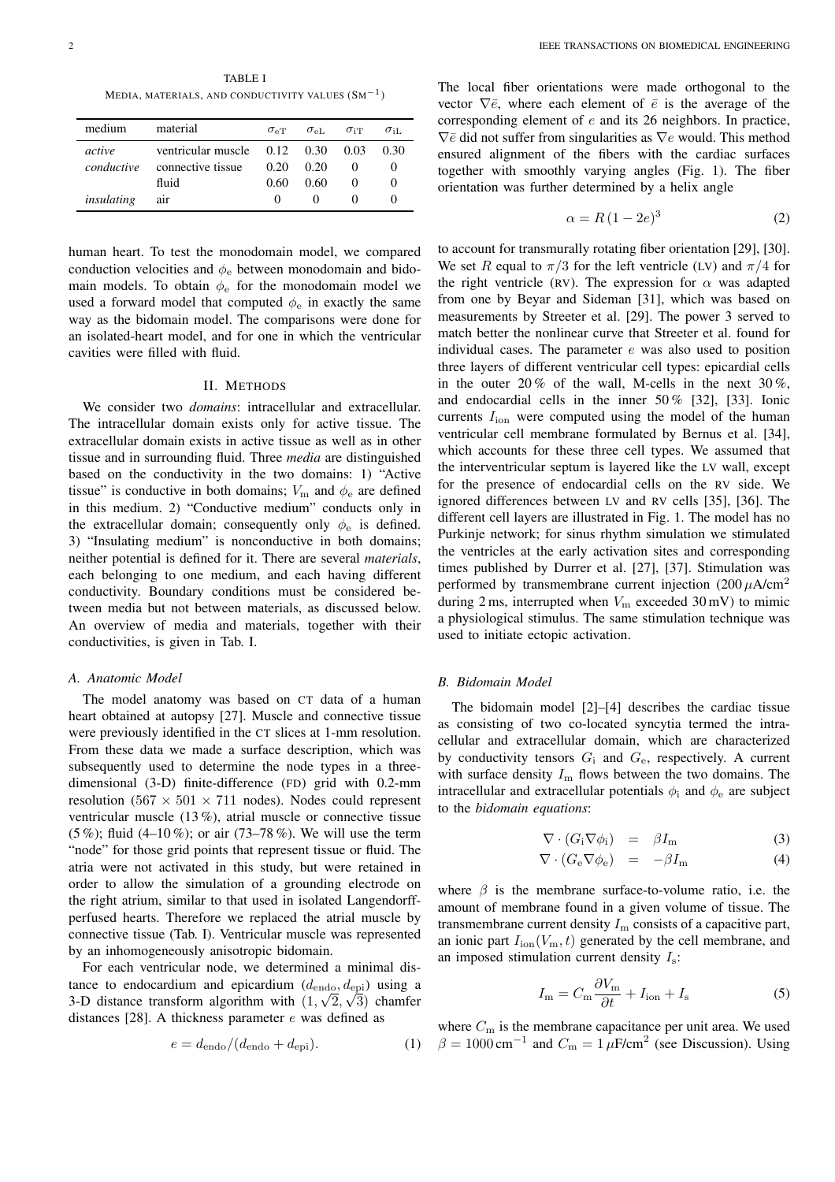TABLE I
MEDIA, MATERIALS, AND CONDUCTIVITY VALUES ($\mathrm{Sm}^{-1}$)

| medium | material | $\sigma_{\mathrm{eT}}$ | $\sigma_{\mathrm{eL}}$ | $\sigma_{\mathrm{iT}}$ | $\sigma_{\mathrm{iL}}$ |
|---|---|---|---|---|---|
| *active* | ventricular muscle | 0.12 | 0.30 | 0.03 | 0.30 |
| *conductive* | connective tissue | 0.20 | 0.20 | 0 | 0 |
| | fluid | 0.60 | 0.60 | 0 | 0 |
| *insulating* | air | 0 | 0 | 0 | 0 |

human heart. To test the monodomain model, we compared conduction velocities and $\phi_{\mathrm{e}}$ between monodomain and bidomain models. To obtain $\phi_{\mathrm{e}}$ for the monodomain model we used a forward model that computed $\phi_{\mathrm{e}}$ in exactly the same way as the bidomain model. The comparisons were done for an isolated-heart model, and for one in which the ventricular cavities were filled with fluid.

## II. METHODS

We consider two *domains*: intracellular and extracellular. The intracellular domain exists only for active tissue. The extracellular domain exists in active tissue as well as in other tissue and in surrounding fluid. Three *media* are distinguished based on the conductivity in the two domains: 1) "Active tissue" is conductive in both domains; $V_{\mathrm{m}}$ and $\phi_{\mathrm{e}}$ are defined in this medium. 2) "Conductive medium" conducts only in the extracellular domain; consequently only $\phi_{\mathrm{e}}$ is defined. 3) "Insulating medium" is nonconductive in both domains; neither potential is defined for it. There are several *materials*, each belonging to one medium, and each having different conductivity. Boundary conditions must be considered between media but not between materials, as discussed below. An overview of media and materials, together with their conductivities, is given in Tab. I.

### A. Anatomic Model

The model anatomy was based on CT data of a human heart obtained at autopsy [27]. Muscle and connective tissue were previously identified in the CT slices at 1-mm resolution. From these data we made a surface description, which was subsequently used to determine the node types in a three-dimensional (3-D) finite-difference (FD) grid with 0.2-mm resolution ($567 \times 501 \times 711$ nodes). Nodes could represent ventricular muscle (13 %), atrial muscle or connective tissue (5 %); fluid (4–10 %); or air (73–78 %). We will use the term "node" for those grid points that represent tissue or fluid. The atria were not activated in this study, but were retained in order to allow the simulation of a grounding electrode on the right atrium, similar to that used in isolated Langendorff-perfused hearts. Therefore we replaced the atrial muscle by connective tissue (Tab. I). Ventricular muscle was represented by an inhomogeneously anisotropic bidomain.

For each ventricular node, we determined a minimal distance to endocardium and epicardium ($d_{\mathrm{endo}}, d_{\mathrm{epi}}$) using a 3-D distance transform algorithm with $(1, \sqrt{2}, \sqrt{3})$ chamfer distances [28]. A thickness parameter $e$ was defined as

$$e = d_{\mathrm{endo}}/(d_{\mathrm{endo}} + d_{\mathrm{epi}}). \tag{1}$$

The local fiber orientations were made orthogonal to the vector $\nabla \bar{e}$, where each element of $\bar{e}$ is the average of the corresponding element of $e$ and its 26 neighbors. In practice, $\nabla \bar{e}$ did not suffer from singularities as $\nabla e$ would. This method ensured alignment of the fibers with the cardiac surfaces together with smoothly varying angles (Fig. 1). The fiber orientation was further determined by a helix angle

$$\alpha = R\,(1 - 2e)^3 \tag{2}$$

to account for transmurally rotating fiber orientation [29], [30]. We set $R$ equal to $\pi/3$ for the left ventricle (LV) and $\pi/4$ for the right ventricle (RV). The expression for $\alpha$ was adapted from one by Beyar and Sideman [31], which was based on measurements by Streeter et al. [29]. The power 3 served to match better the nonlinear curve that Streeter et al. found for individual cases. The parameter $e$ was also used to position three layers of different ventricular cell types: epicardial cells in the outer 20 % of the wall, M-cells in the next 30 %, and endocardial cells in the inner 50 % [32], [33]. Ionic currents $I_{\mathrm{ion}}$ were computed using the model of the human ventricular cell membrane formulated by Bernus et al. [34], which accounts for these three cell types. We assumed that the interventricular septum is layered like the LV wall, except for the presence of endocardial cells on the RV side. We ignored differences between LV and RV cells [35], [36]. The different cell layers are illustrated in Fig. 1. The model has no Purkinje network; for sinus rhythm simulation we stimulated the ventricles at the early activation sites and corresponding times published by Durrer et al. [27], [37]. Stimulation was performed by transmembrane current injection ($200\,\mu\mathrm{A/cm}^2$ during 2 ms, interrupted when $V_{\mathrm{m}}$ exceeded 30 mV) to mimic a physiological stimulus. The same stimulation technique was used to initiate ectopic activation.

### B. Bidomain Model

The bidomain model [2]–[4] describes the cardiac tissue as consisting of two co-located syncytia termed the intracellular and extracellular domain, which are characterized by conductivity tensors $G_{\mathrm{i}}$ and $G_{\mathrm{e}}$, respectively. A current with surface density $I_{\mathrm{m}}$ flows between the two domains. The intracellular and extracellular potentials $\phi_{\mathrm{i}}$ and $\phi_{\mathrm{e}}$ are subject to the *bidomain equations*:

$$\nabla \cdot (G_{\mathrm{i}} \nabla \phi_{\mathrm{i}}) = \beta I_{\mathrm{m}} \tag{3}$$

$$\nabla \cdot (G_{\mathrm{e}} \nabla \phi_{\mathrm{e}}) = -\beta I_{\mathrm{m}} \tag{4}$$

where $\beta$ is the membrane surface-to-volume ratio, i.e. the amount of membrane found in a given volume of tissue. The transmembrane current density $I_{\mathrm{m}}$ consists of a capacitive part, an ionic part $I_{\mathrm{ion}}(V_{\mathrm{m}}, t)$ generated by the cell membrane, and an imposed stimulation current density $I_{\mathrm{s}}$:

$$I_{\mathrm{m}} = C_{\mathrm{m}} \frac{\partial V_{\mathrm{m}}}{\partial t} + I_{\mathrm{ion}} + I_{\mathrm{s}} \tag{5}$$

where $C_{\mathrm{m}}$ is the membrane capacitance per unit area. We used $\beta = 1000\,\mathrm{cm}^{-1}$ and $C_{\mathrm{m}} = 1\,\mu\mathrm{F/cm}^2$ (see Discussion). Using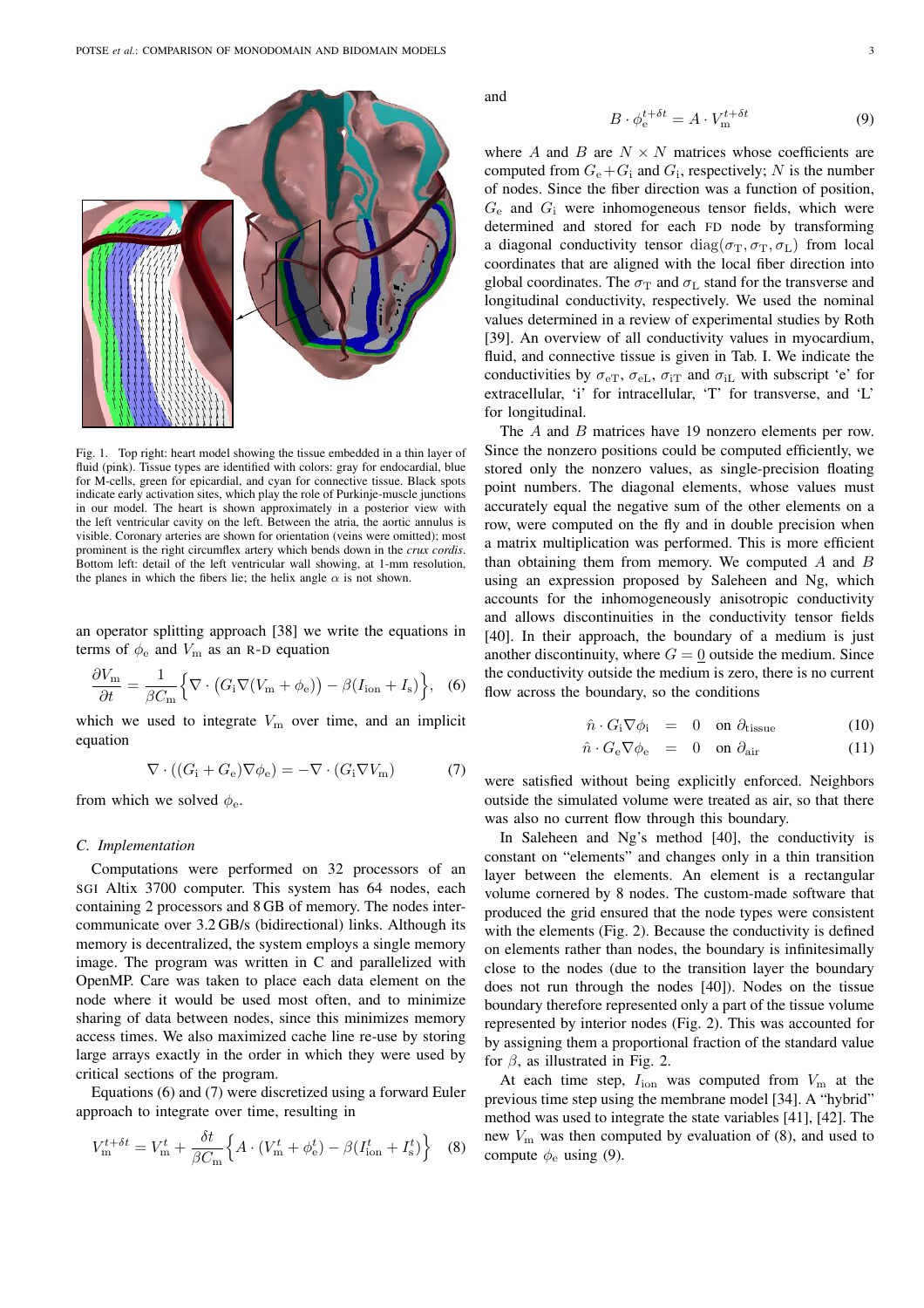Fig. 1. Top right: heart model showing the tissue embedded in a thin layer of fluid (pink). Tissue types are identified with colors: gray for endocardial, blue for M-cells, green for epicardial, and cyan for connective tissue. Black spots indicate early activation sites, which play the role of Purkinje-muscle junctions in our model. The heart is shown approximately in a posterior view with the left ventricular cavity on the left. Between the atria, the aortic annulus is visible. Coronary arteries are shown for orientation (veins were omitted); most prominent is the right circumflex artery which bends down in the *crux cordis*. Bottom left: detail of the left ventricular wall showing, at 1-mm resolution, the planes in which the fibers lie; the helix angle $\alpha$ is not shown.

an operator splitting approach [38] we write the equations in terms of $\phi_\mathrm{e}$ and $V_\mathrm{m}$ as an R-D equation

$$\frac{\partial V_\mathrm{m}}{\partial t} = \frac{1}{\beta C_\mathrm{m}} \Big\{ \nabla \cdot \big( G_\mathrm{i} \nabla (V_\mathrm{m} + \phi_\mathrm{e}) \big) - \beta (I_\mathrm{ion} + I_\mathrm{s}) \Big\}, \quad (6)$$

which we used to integrate $V_\mathrm{m}$ over time, and an implicit equation

$$\nabla \cdot ((G_\mathrm{i} + G_\mathrm{e}) \nabla \phi_\mathrm{e}) = -\nabla \cdot (G_\mathrm{i} \nabla V_\mathrm{m}) \quad (7)$$

from which we solved $\phi_\mathrm{e}$.

### C. Implementation

Computations were performed on 32 processors of an SGI Altix 3700 computer. This system has 64 nodes, each containing 2 processors and 8 GB of memory. The nodes intercommunicate over 3.2 GB/s (bidirectional) links. Although its memory is decentralized, the system employs a single memory image. The program was written in C and parallelized with OpenMP. Care was taken to place each data element on the node where it would be used most often, and to minimize sharing of data between nodes, since this minimizes memory access times. We also maximized cache line re-use by storing large arrays exactly in the order in which they were used by critical sections of the program.

Equations (6) and (7) were discretized using a forward Euler approach to integrate over time, resulting in

$$V_\mathrm{m}^{t+\delta t} = V_\mathrm{m}^t + \frac{\delta t}{\beta C_\mathrm{m}} \Big\{ A \cdot (V_\mathrm{m}^t + \phi_\mathrm{e}^t) - \beta (I_\mathrm{ion}^t + I_\mathrm{s}^t) \Big\} \quad (8)$$

and

$$B \cdot \phi_\mathrm{e}^{t+\delta t} = A \cdot V_\mathrm{m}^{t+\delta t} \quad (9)$$

where $A$ and $B$ are $N \times N$ matrices whose coefficients are computed from $G_\mathrm{e} + G_\mathrm{i}$ and $G_\mathrm{i}$, respectively; $N$ is the number of nodes. Since the fiber direction was a function of position, $G_\mathrm{e}$ and $G_\mathrm{i}$ were inhomogeneous tensor fields, which were determined and stored for each FD node by transforming a diagonal conductivity tensor $\mathrm{diag}(\sigma_\mathrm{T}, \sigma_\mathrm{T}, \sigma_\mathrm{L})$ from local coordinates that are aligned with the local fiber direction into global coordinates. The $\sigma_\mathrm{T}$ and $\sigma_\mathrm{L}$ stand for the transverse and longitudinal conductivity, respectively. We used the nominal values determined in a review of experimental studies by Roth [39]. An overview of all conductivity values in myocardium, fluid, and connective tissue is given in Tab. I. We indicate the conductivities by $\sigma_\mathrm{eT}$, $\sigma_\mathrm{eL}$, $\sigma_\mathrm{iT}$ and $\sigma_\mathrm{iL}$ with subscript 'e' for extracellular, 'i' for intracellular, 'T' for transverse, and 'L' for longitudinal.

The $A$ and $B$ matrices have 19 nonzero elements per row. Since the nonzero positions could be computed efficiently, we stored only the nonzero values, as single-precision floating point numbers. The diagonal elements, whose values must accurately equal the negative sum of the other elements on a row, were computed on the fly and in double precision when a matrix multiplication was performed. This is more efficient than obtaining them from memory. We computed $A$ and $B$ using an expression proposed by Saleheen and Ng, which accounts for the inhomogeneously anisotropic conductivity and allows discontinuities in the conductivity tensor fields [40]. In their approach, the boundary of a medium is just another discontinuity, where $G = \underline{0}$ outside the medium. Since the conductivity outside the medium is zero, there is no current flow across the boundary, so the conditions

$$\hat{n} \cdot G_\mathrm{i} \nabla \phi_\mathrm{i} = 0 \quad \text{on } \partial_\mathrm{tissue} \quad (10)$$

$$\hat{n} \cdot G_\mathrm{e} \nabla \phi_\mathrm{e} = 0 \quad \text{on } \partial_\mathrm{air} \quad (11)$$

were satisfied without being explicitly enforced. Neighbors outside the simulated volume were treated as air, so that there was also no current flow through this boundary.

In Saleheen and Ng's method [40], the conductivity is constant on "elements" and changes only in a thin transition layer between the elements. An element is a rectangular volume cornered by 8 nodes. The custom-made software that produced the grid ensured that the node types were consistent with the elements (Fig. 2). Because the conductivity is defined on elements rather than nodes, the boundary is infinitesimally close to the nodes (due to the transition layer the boundary does not run through the nodes [40]). Nodes on the tissue boundary therefore represented only a part of the tissue volume represented by interior nodes (Fig. 2). This was accounted for by assigning them a proportional fraction of the standard value for $\beta$, as illustrated in Fig. 2.

At each time step, $I_\mathrm{ion}$ was computed from $V_\mathrm{m}$ at the previous time step using the membrane model [34]. A "hybrid" method was used to integrate the state variables [41], [42]. The new $V_\mathrm{m}$ was then computed by evaluation of (8), and used to compute $\phi_\mathrm{e}$ using (9).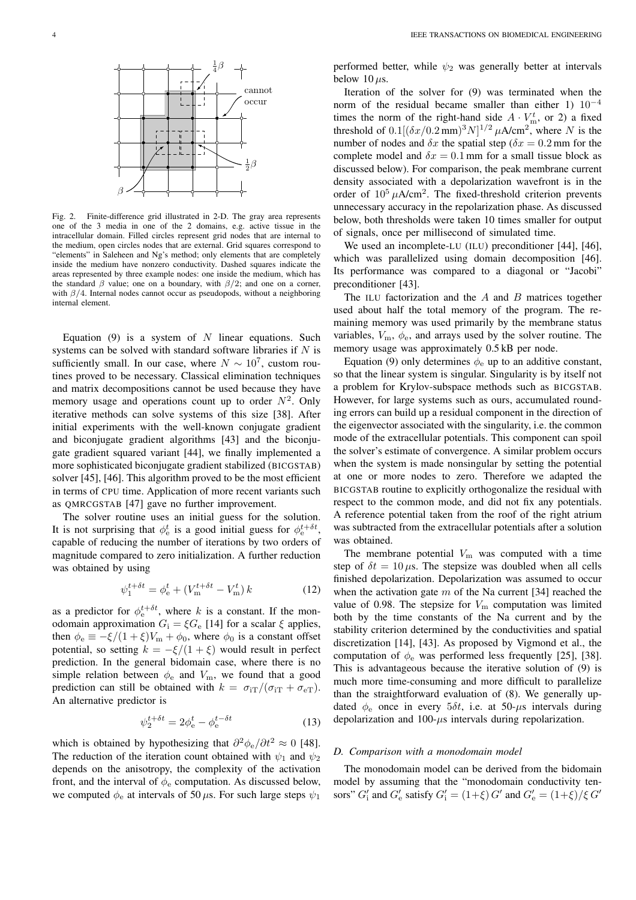Fig. 2. Finite-difference grid illustrated in 2-D. The gray area represents one of the 3 media in one of the 2 domains, e.g. active tissue in the intracellular domain. Filled circles represent grid nodes that are internal to the medium, open circles nodes that are external. Grid squares correspond to "elements" in Saleheen and Ng's method; only elements that are completely inside the medium have nonzero conductivity. Dashed squares indicate the areas represented by three example nodes: one inside the medium, which has the standard $\beta$ value; one on a boundary, with $\beta/2$; and one on a corner, with $\beta/4$. Internal nodes cannot occur as pseudopods, without a neighboring internal element.

Equation (9) is a system of $N$ linear equations. Such systems can be solved with standard software libraries if $N$ is sufficiently small. In our case, where $N \sim 10^7$, custom routines proved to be necessary. Classical elimination techniques and matrix decompositions cannot be used because they have memory usage and operations count up to order $N^2$. Only iterative methods can solve systems of this size [38]. After initial experiments with the well-known conjugate gradient and biconjugate gradient algorithms [43] and the biconjugate gradient squared variant [44], we finally implemented a more sophisticated biconjugate gradient stabilized (BICGSTAB) solver [45], [46]. This algorithm proved to be the most efficient in terms of CPU time. Application of more recent variants such as QMRCGSTAB [47] gave no further improvement.

The solver routine uses an initial guess for the solution. It is not surprising that $\phi_e^t$ is a good initial guess for $\phi_e^{t+\delta t}$, capable of reducing the number of iterations by two orders of magnitude compared to zero initialization. A further reduction was obtained by using

$$\psi_1^{t+\delta t} = \phi_e^t + (V_m^{t+\delta t} - V_m^t)\, k \tag{12}$$

as a predictor for $\phi_e^{t+\delta t}$, where $k$ is a constant. If the monodomain approximation $G_i = \xi G_e$ [14] for a scalar $\xi$ applies, then $\phi_e \equiv -\xi/(1+\xi)V_m + \phi_0$, where $\phi_0$ is a constant offset potential, so setting $k = -\xi/(1+\xi)$ would result in perfect prediction. In the general bidomain case, where there is no simple relation between $\phi_e$ and $V_m$, we found that a good prediction can still be obtained with $k = \sigma_{iT}/(\sigma_{iT} + \sigma_{eT})$. An alternative predictor is

$$\psi_2^{t+\delta t} = 2\phi_e^t - \phi_e^{t-\delta t} \tag{13}$$

which is obtained by hypothesizing that $\partial^2\phi_e/\partial t^2 \approx 0$ [48]. The reduction of the iteration count obtained with $\psi_1$ and $\psi_2$ depends on the anisotropy, the complexity of the activation front, and the interval of $\phi_e$ computation. As discussed below, we computed $\phi_e$ at intervals of 50 $\mu$s. For such large steps $\psi_1$ performed better, while $\psi_2$ was generally better at intervals below 10 $\mu$s.

Iteration of the solver for (9) was terminated when the norm of the residual became smaller than either 1) $10^{-4}$ times the norm of the right-hand side $A \cdot V_m^t$, or 2) a fixed threshold of $0.1[(\delta x/0.2\,\text{mm})^3 N]^{1/2}$ $\mu$A/cm$^2$, where $N$ is the number of nodes and $\delta x$ the spatial step ($\delta x = 0.2$ mm for the complete model and $\delta x = 0.1$ mm for a small tissue block as discussed below). For comparison, the peak membrane current density associated with a depolarization wavefront is in the order of $10^5$ $\mu$A/cm$^2$. The fixed-threshold criterion prevents unnecessary accuracy in the repolarization phase. As discussed below, both thresholds were taken 10 times smaller for output of signals, once per millisecond of simulated time.

We used an incomplete-LU (ILU) preconditioner [44], [46], which was parallelized using domain decomposition [46]. Its performance was compared to a diagonal or "Jacobi" preconditioner [43].

The ILU factorization and the $A$ and $B$ matrices together used about half the total memory of the program. The remaining memory was used primarily by the membrane status variables, $V_m$, $\phi_e$, and arrays used by the solver routine. The memory usage was approximately 0.5 kB per node.

Equation (9) only determines $\phi_e$ up to an additive constant, so that the linear system is singular. Singularity is by itself not a problem for Krylov-subspace methods such as BICGSTAB. However, for large systems such as ours, accumulated rounding errors can build up a residual component in the direction of the eigenvector associated with the singularity, i.e. the common mode of the extracellular potentials. This component can spoil the solver's estimate of convergence. A similar problem occurs when the system is made nonsingular by setting the potential at one or more nodes to zero. Therefore we adapted the BICGSTAB routine to explicitly orthogonalize the residual with respect to the common mode, and did not fix any potentials. A reference potential taken from the roof of the right atrium was subtracted from the extracellular potentials after a solution was obtained.

The membrane potential $V_m$ was computed with a time step of $\delta t = 10\,\mu$s. The stepsize was doubled when all cells finished depolarization. Depolarization was assumed to occur when the activation gate $m$ of the Na current [34] reached the value of 0.98. The stepsize for $V_m$ computation was limited both by the time constants of the Na current and by the stability criterion determined by the conductivities and spatial discretization [14], [43]. As proposed by Vigmond et al., the computation of $\phi_e$ was performed less frequently [25], [38]. This is advantageous because the iterative solution of (9) is much more time-consuming and more difficult to parallelize than the straightforward evaluation of (8). We generally updated $\phi_e$ once in every $5\delta t$, i.e. at 50-$\mu$s intervals during depolarization and 100-$\mu$s intervals during repolarization.

### D. Comparison with a monodomain model

The monodomain model can be derived from the bidomain model by assuming that the "monodomain conductivity tensors" $G'_i$ and $G'_e$ satisfy $G'_i = (1+\xi)\, G'$ and $G'_e = (1+\xi)/\xi\, G'$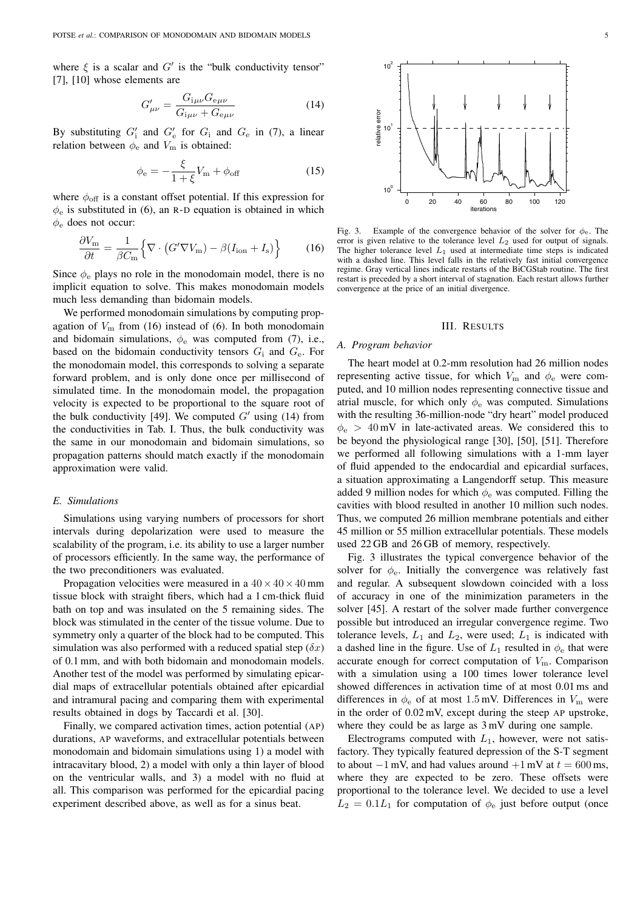where $\xi$ is a scalar and $G'$ is the "bulk conductivity tensor" [7], [10] whose elements are

$$G'_{\mu\nu} = \frac{G_{i\mu\nu} G_{e\mu\nu}}{G_{i\mu\nu} + G_{e\mu\nu}} \tag{14}$$

By substituting $G'_i$ and $G'_e$ for $G_i$ and $G_e$ in (7), a linear relation between $\phi_e$ and $V_m$ is obtained:

$$\phi_e = -\frac{\xi}{1+\xi} V_m + \phi_{off} \tag{15}$$

where $\phi_{off}$ is a constant offset potential. If this expression for $\phi_e$ is substituted in (6), an R-D equation is obtained in which $\phi_e$ does not occur:

$$\frac{\partial V_m}{\partial t} = \frac{1}{\beta C_m} \Big\{ \nabla \cdot \left( G' \nabla V_m \right) - \beta (I_{ion} + I_s) \Big\} \tag{16}$$

Since $\phi_e$ plays no role in the monodomain model, there is no implicit equation to solve. This makes monodomain models much less demanding than bidomain models.

We performed monodomain simulations by computing propagation of $V_m$ from (16) instead of (6). In both monodomain and bidomain simulations, $\phi_e$ was computed from (7), i.e., based on the bidomain conductivity tensors $G_i$ and $G_e$. For the monodomain model, this corresponds to solving a separate forward problem, and is only done once per millisecond of simulated time. In the monodomain model, the propagation velocity is expected to be proportional to the square root of the bulk conductivity [49]. We computed $G'$ using (14) from the conductivities in Tab. I. Thus, the bulk conductivity was the same in our monodomain and bidomain simulations, so propagation patterns should match exactly if the monodomain approximation were valid.

### E. Simulations

Simulations using varying numbers of processors for short intervals during depolarization were used to measure the scalability of the program, i.e. its ability to use a larger number of processors efficiently. In the same way, the performance of the two preconditioners was evaluated.

Propagation velocities were measured in a $40 \times 40 \times 40$ mm tissue block with straight fibers, which had a 1 cm-thick fluid bath on top and was insulated on the 5 remaining sides. The block was stimulated in the center of the tissue volume. Due to symmetry only a quarter of the block had to be computed. This simulation was also performed with a reduced spatial step ($\delta x$) of 0.1 mm, and with both bidomain and monodomain models. Another test of the model was performed by simulating epicardial maps of extracellular potentials obtained after epicardial and intramural pacing and comparing them with experimental results obtained in dogs by Taccardi et al. [30].

Finally, we compared activation times, action potential (AP) durations, AP waveforms, and extracellular potentials between monodomain and bidomain simulations using 1) a model with intracavitary blood, 2) a model with only a thin layer of blood on the ventricular walls, and 3) a model with no fluid at all. This comparison was performed for the epicardial pacing experiment described above, as well as for a sinus beat.

Fig. 3. Example of the convergence behavior of the solver for $\phi_e$. The error is given relative to the tolerance level $L_2$ used for output of signals. The higher tolerance level $L_1$ used at intermediate time steps is indicated with a dashed line. This level falls in the relatively fast initial convergence regime. Gray vertical lines indicate restarts of the BiCGStab routine. The first restart is preceded by a short interval of stagnation. Each restart allows further convergence at the price of an initial divergence.

## III. Results

### A. Program behavior

The heart model at 0.2-mm resolution had 26 million nodes representing active tissue, for which $V_m$ and $\phi_e$ were computed, and 10 million nodes representing connective tissue and atrial muscle, for which only $\phi_e$ was computed. Simulations with the resulting 36-million-node "dry heart" model produced $\phi_e > 40$ mV in late-activated areas. We considered this to be beyond the physiological range [30], [50], [51]. Therefore we performed all following simulations with a 1-mm layer of fluid appended to the endocardial and epicardial surfaces, a situation approximating a Langendorff setup. This measure added 9 million nodes for which $\phi_e$ was computed. Filling the cavities with blood resulted in another 10 million such nodes. Thus, we computed 26 million membrane potentials and either 45 million or 55 million extracellular potentials. These models used 22 GB and 26 GB of memory, respectively.

Fig. 3 illustrates the typical convergence behavior of the solver for $\phi_e$. Initially the convergence was relatively fast and regular. A subsequent slowdown coincided with a loss of accuracy in one of the minimization parameters in the solver [45]. A restart of the solver made further convergence possible but introduced an irregular convergence regime. Two tolerance levels, $L_1$ and $L_2$, were used; $L_1$ is indicated with a dashed line in the figure. Use of $L_1$ resulted in $\phi_e$ that were accurate enough for correct computation of $V_m$. Comparison with a simulation using a 100 times lower tolerance level showed differences in activation time of at most 0.01 ms and differences in $\phi_e$ of at most 1.5 mV. Differences in $V_m$ were in the order of 0.02 mV, except during the steep AP upstroke, where they could be as large as 3 mV during one sample.

Electrograms computed with $L_1$, however, were not satisfactory. They typically featured depression of the S-T segment to about $-1$ mV, and had values around $+1$ mV at $t = 600$ ms, where they are expected to be zero. These offsets were proportional to the tolerance level. We decided to use a level $L_2 = 0.1 L_1$ for computation of $\phi_e$ just before output (once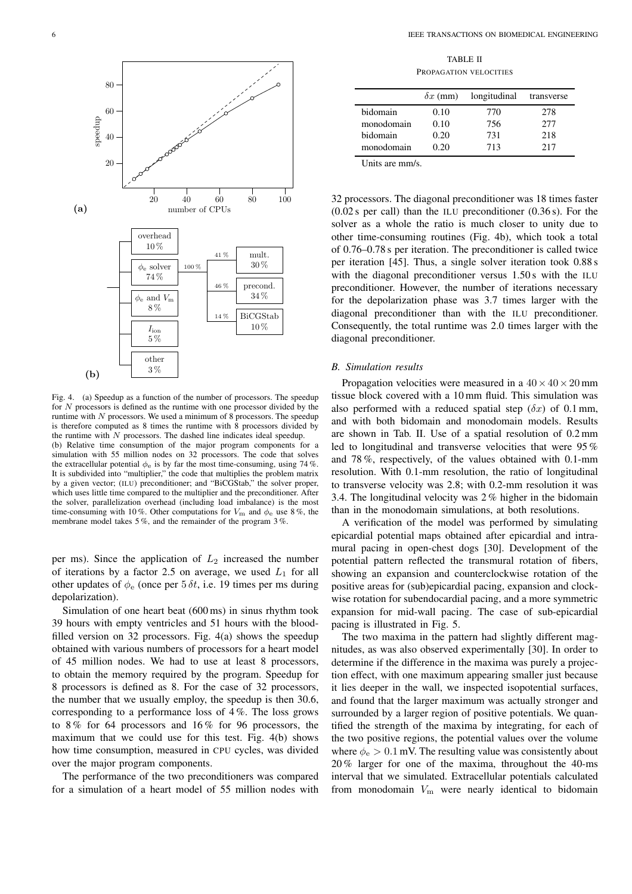Fig. 4. (a) Speedup as a function of the number of processors. The speedup for $N$ processors is defined as the runtime with one processor divided by the runtime with $N$ processors. We used a minimum of 8 processors. The speedup is therefore computed as 8 times the runtime with 8 processors divided by the runtime with $N$ processors. The dashed line indicates ideal speedup.
(b) Relative time consumption of the major program components for a simulation with 55 million nodes on 32 processors. The code that solves the extracellular potential $\phi_e$ is by far the most time-consuming, using 74 %. It is subdivided into "multiplier," the code that multiplies the problem matrix by a given vector; (ILU) preconditioner; and "BiCGStab," the solver proper, which uses little time compared to the multiplier and the preconditioner. After the solver, parallelization overhead (including load imbalance) is the most time-consuming with 10 %. Other computations for $V_m$ and $\phi_e$ use 8 %, the membrane model takes 5 %, and the remainder of the program 3 %.

per ms). Since the application of $L_2$ increased the number of iterations by a factor 2.5 on average, we used $L_1$ for all other updates of $\phi_e$ (once per $5\,\delta t$, i.e. 19 times per ms during depolarization).

Simulation of one heart beat (600 ms) in sinus rhythm took 39 hours with empty ventricles and 51 hours with the blood-filled version on 32 processors. Fig. 4(a) shows the speedup obtained with various numbers of processors for a heart model of 45 million nodes. We had to use at least 8 processors, to obtain the memory required by the program. Speedup for 8 processors is defined as 8. For the case of 32 processors, the number that we usually employ, the speedup is then 30.6, corresponding to a performance loss of 4 %. The loss grows to 8 % for 64 processors and 16 % for 96 processors, the maximum that we could use for this test. Fig. 4(b) shows how time consumption, measured in CPU cycles, was divided over the major program components.

The performance of the two preconditioners was compared for a simulation of a heart model of 55 million nodes with 32 processors. The diagonal preconditioner was 18 times faster (0.02 s per call) than the ILU preconditioner (0.36 s). For the solver as a whole the ratio is much closer to unity due to other time-consuming routines (Fig. 4b), which took a total of 0.76–0.78 s per iteration. The preconditioner is called twice per iteration [45]. Thus, a single solver iteration took 0.88 s with the diagonal preconditioner versus 1.50 s with the ILU preconditioner. However, the number of iterations necessary for the depolarization phase was 3.7 times larger with the diagonal preconditioner than with the ILU preconditioner. Consequently, the total runtime was 2.0 times larger with the diagonal preconditioner.

TABLE II
PROPAGATION VELOCITIES

| | $\delta x$ (mm) | longitudinal | transverse |
|---|---|---|---|
| bidomain | 0.10 | 770 | 278 |
| monodomain | 0.10 | 756 | 277 |
| bidomain | 0.20 | 731 | 218 |
| monodomain | 0.20 | 713 | 217 |

Units are mm/s.

### B. Simulation results

Propagation velocities were measured in a $40 \times 40 \times 20$ mm tissue block covered with a 10 mm fluid. This simulation was also performed with a reduced spatial step ($\delta x$) of 0.1 mm, and with both bidomain and monodomain models. Results are shown in Tab. II. Use of a spatial resolution of 0.2 mm led to longitudinal and transverse velocities that were 95 % and 78 %, respectively, of the values obtained with 0.1-mm resolution. With 0.1-mm resolution, the ratio of longitudinal to transverse velocity was 2.8; with 0.2-mm resolution it was 3.4. The longitudinal velocity was 2 % higher in the bidomain than in the monodomain simulations, at both resolutions.

A verification of the model was performed by simulating epicardial potential maps obtained after epicardial and intramural pacing in open-chest dogs [30]. Development of the potential pattern reflected the transmural rotation of fibers, showing an expansion and counterclockwise rotation of the positive areas for (sub)epicardial pacing, expansion and clockwise rotation for subendocardial pacing, and a more symmetric expansion for mid-wall pacing. The case of sub-epicardial pacing is illustrated in Fig. 5.

The two maxima in the pattern had slightly different magnitudes, as was also observed experimentally [30]. In order to determine if the difference in the maxima was purely a projection effect, with one maximum appearing smaller just because it lies deeper in the wall, we inspected isopotential surfaces, and found that the larger maximum was actually stronger and surrounded by a larger region of positive potentials. We quantified the strength of the maxima by integrating, for each of the two positive regions, the potential values over the volume where $\phi_e > 0.1$ mV. The resulting value was consistently about 20 % larger for one of the maxima, throughout the 40-ms interval that we simulated. Extracellular potentials calculated from monodomain $V_m$ were nearly identical to bidomain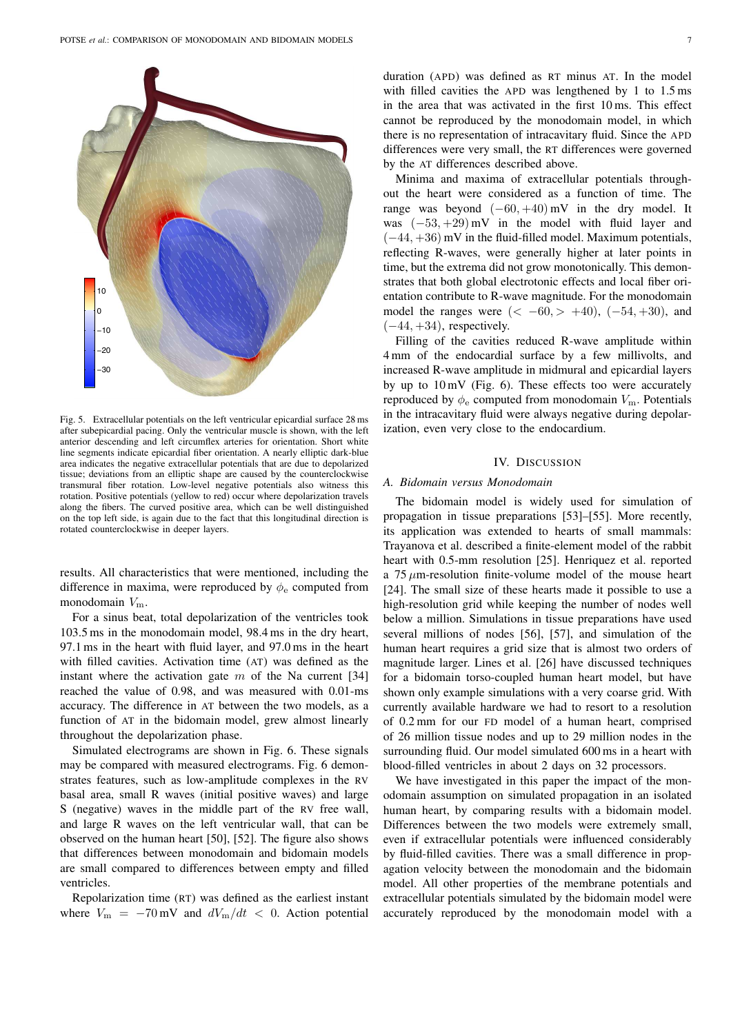Fig. 5. Extracellular potentials on the left ventricular epicardial surface 28 ms after subepicardial pacing. Only the ventricular muscle is shown, with the left anterior descending and left circumflex arteries for orientation. Short white line segments indicate epicardial fiber orientation. A nearly elliptic dark-blue area indicates the negative extracellular potentials that are due to depolarized tissue; deviations from an elliptic shape are caused by the counterclockwise transmural fiber rotation. Low-level negative potentials also witness this rotation. Positive potentials (yellow to red) occur where depolarization travels along the fibers. The curved positive area, which can be well distinguished on the top left side, is again due to the fact that this longitudinal direction is rotated counterclockwise in deeper layers.

results. All characteristics that were mentioned, including the difference in maxima, were reproduced by $\phi_{\rm e}$ computed from monodomain $V_{\rm m}$.

For a sinus beat, total depolarization of the ventricles took 103.5 ms in the monodomain model, 98.4 ms in the dry heart, 97.1 ms in the heart with fluid layer, and 97.0 ms in the heart with filled cavities. Activation time (AT) was defined as the instant where the activation gate $m$ of the Na current [34] reached the value of 0.98, and was measured with 0.01-ms accuracy. The difference in AT between the two models, as a function of AT in the bidomain model, grew almost linearly throughout the depolarization phase.

Simulated electrograms are shown in Fig. 6. These signals may be compared with measured electrograms. Fig. 6 demonstrates features, such as low-amplitude complexes in the RV basal area, small R waves (initial positive waves) and large S (negative) waves in the middle part of the RV free wall, and large R waves on the left ventricular wall, that can be observed on the human heart [50], [52]. The figure also shows that differences between monodomain and bidomain models are small compared to differences between empty and filled ventricles.

Repolarization time (RT) was defined as the earliest instant where $V_{\rm m} = -70\,$mV and $dV_{\rm m}/dt < 0$. Action potential duration (APD) was defined as RT minus AT. In the model with filled cavities the APD was lengthened by 1 to 1.5 ms in the area that was activated in the first 10 ms. This effect cannot be reproduced by the monodomain model, in which there is no representation of intracavitary fluid. Since the APD differences were very small, the RT differences were governed by the AT differences described above.

Minima and maxima of extracellular potentials throughout the heart were considered as a function of time. The range was beyond $(-60, +40)\,$mV in the dry model. It was $(-53, +29)\,$mV in the model with fluid layer and $(-44, +36)\,$mV in the fluid-filled model. Maximum potentials, reflecting R-waves, were generally higher at later points in time, but the extrema did not grow monotonically. This demonstrates that both global electrotonic effects and local fiber orientation contribute to R-wave magnitude. For the monodomain model the ranges were $(< -60, > +40)$, $(-54, +30)$, and $(-44, +34)$, respectively.

Filling of the cavities reduced R-wave amplitude within 4 mm of the endocardial surface by a few millivolts, and increased R-wave amplitude in midmural and epicardial layers by up to 10 mV (Fig. 6). These effects too were accurately reproduced by $\phi_{\rm e}$ computed from monodomain $V_{\rm m}$. Potentials in the intracavitary fluid were always negative during depolarization, even very close to the endocardium.

## IV. Discussion

### A. Bidomain versus Monodomain

The bidomain model is widely used for simulation of propagation in tissue preparations [53]–[55]. More recently, its application was extended to hearts of small mammals: Trayanova et al. described a finite-element model of the rabbit heart with 0.5-mm resolution [25]. Henriquez et al. reported a 75 $\mu$m-resolution finite-volume model of the mouse heart [24]. The small size of these hearts made it possible to use a high-resolution grid while keeping the number of nodes well below a million. Simulations in tissue preparations have used several millions of nodes [56], [57], and simulation of the human heart requires a grid size that is almost two orders of magnitude larger. Lines et al. [26] have discussed techniques for a bidomain torso-coupled human heart model, but have shown only example simulations with a very coarse grid. With currently available hardware we had to resort to a resolution of 0.2 mm for our FD model of a human heart, comprised of 26 million tissue nodes and up to 29 million nodes in the surrounding fluid. Our model simulated 600 ms in a heart with blood-filled ventricles in about 2 days on 32 processors.

We have investigated in this paper the impact of the monodomain assumption on simulated propagation in an isolated human heart, by comparing results with a bidomain model. Differences between the two models were extremely small, even if extracellular potentials were influenced considerably by fluid-filled cavities. There was a small difference in propagation velocity between the monodomain and the bidomain model. All other properties of the membrane potentials and extracellular potentials simulated by the bidomain model were accurately reproduced by the monodomain model with a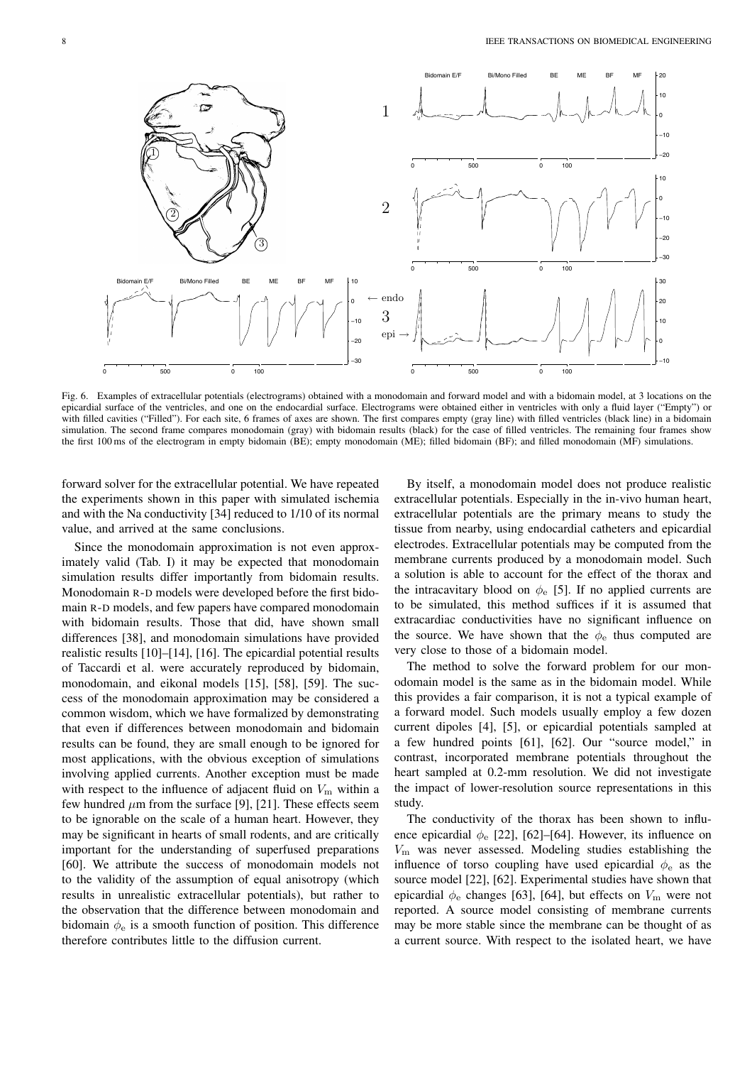Fig. 6. Examples of extracellular potentials (electrograms) obtained with a monodomain and forward model and with a bidomain model, at 3 locations on the epicardial surface of the ventricles, and one on the endocardial surface. Electrograms were obtained either in ventricles with only a fluid layer ("Empty") or with filled cavities ("Filled"). For each site, 6 frames of axes are shown. The first compares empty (gray line) with filled ventricles (black line) in a bidomain simulation. The second frame compares monodomain (gray) with bidomain results (black) for the case of filled ventricles. The remaining four frames show the first 100 ms of the electrogram in empty bidomain (BE); empty monodomain (ME); filled bidomain (BF); and filled monodomain (MF) simulations.

forward solver for the extracellular potential. We have repeated the experiments shown in this paper with simulated ischemia and with the Na conductivity [34] reduced to 1/10 of its normal value, and arrived at the same conclusions.

Since the monodomain approximation is not even approximately valid (Tab. I) it may be expected that monodomain simulation results differ importantly from bidomain results. Monodomain R-D models were developed before the first bidomain R-D models, and few papers have compared monodomain with bidomain results. Those that did, have shown small differences [38], and monodomain simulations have provided realistic results [10]–[14], [16]. The epicardial potential results of Taccardi et al. were accurately reproduced by bidomain, monodomain, and eikonal models [15], [58], [59]. The success of the monodomain approximation may be considered a common wisdom, which we have formalized by demonstrating that even if differences between monodomain and bidomain results can be found, they are small enough to be ignored for most applications, with the obvious exception of simulations involving applied currents. Another exception must be made with respect to the influence of adjacent fluid on $V_m$ within a few hundred $\mu$m from the surface [9], [21]. These effects seem to be ignorable on the scale of a human heart. However, they may be significant in hearts of small rodents, and are critically important for the understanding of superfused preparations [60]. We attribute the success of monodomain models not to the validity of the assumption of equal anisotropy (which results in unrealistic extracellular potentials), but rather to the observation that the difference between monodomain and bidomain $\phi_e$ is a smooth function of position. This difference therefore contributes little to the diffusion current.

By itself, a monodomain model does not produce realistic extracellular potentials. Especially in the in-vivo human heart, extracellular potentials are the primary means to study the tissue from nearby, using endocardial catheters and epicardial electrodes. Extracellular potentials may be computed from the membrane currents produced by a monodomain model. Such a solution is able to account for the effect of the thorax and the intracavitary blood on $\phi_e$ [5]. If no applied currents are to be simulated, this method suffices if it is assumed that extracardiac conductivities have no significant influence on the source. We have shown that the $\phi_e$ thus computed are very close to those of a bidomain model.

The method to solve the forward problem for our monodomain model is the same as in the bidomain model. While this provides a fair comparison, it is not a typical example of a forward model. Such models usually employ a few dozen current dipoles [4], [5], or epicardial potentials sampled at a few hundred points [61], [62]. Our "source model," in contrast, incorporated membrane potentials throughout the heart sampled at 0.2-mm resolution. We did not investigate the impact of lower-resolution source representations in this study.

The conductivity of the thorax has been shown to influence epicardial $\phi_e$ [22], [62]–[64]. However, its influence on $V_m$ was never assessed. Modeling studies establishing the influence of torso coupling have used epicardial $\phi_e$ as the source model [22], [62]. Experimental studies have shown that epicardial $\phi_e$ changes [63], [64], but effects on $V_m$ were not reported. A source model consisting of membrane currents may be more stable since the membrane can be thought of as a current source. With respect to the isolated heart, we have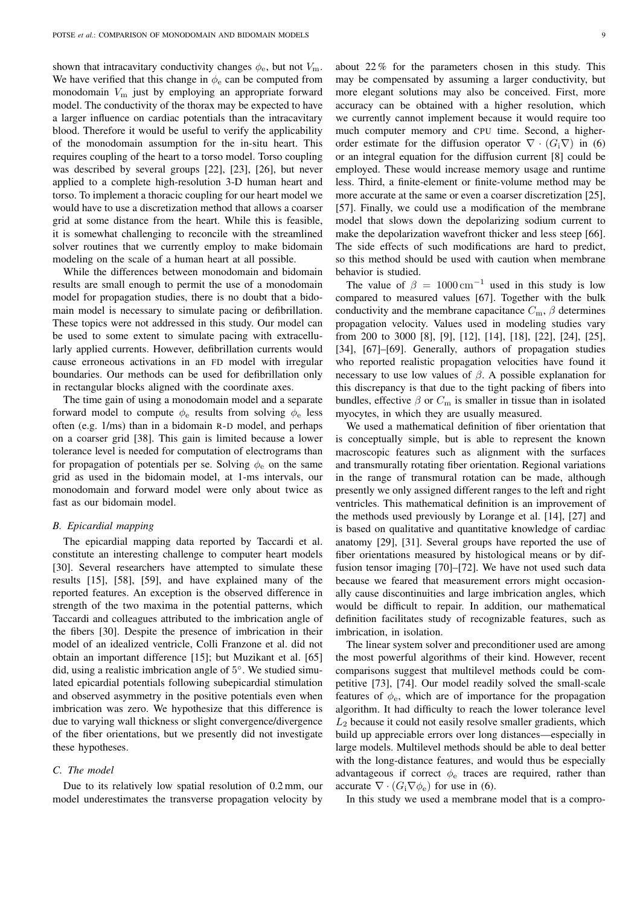shown that intracavitary conductivity changes $\phi_e$, but not $V_m$. We have verified that this change in $\phi_e$ can be computed from monodomain $V_m$ just by employing an appropriate forward model. The conductivity of the thorax may be expected to have a larger influence on cardiac potentials than the intracavitary blood. Therefore it would be useful to verify the applicability of the monodomain assumption for the in-situ heart. This requires coupling of the heart to a torso model. Torso coupling was described by several groups [22], [23], [26], but never applied to a complete high-resolution 3-D human heart and torso. To implement a thoracic coupling for our heart model we would have to use a discretization method that allows a coarser grid at some distance from the heart. While this is feasible, it is somewhat challenging to reconcile with the streamlined solver routines that we currently employ to make bidomain modeling on the scale of a human heart at all possible.

While the differences between monodomain and bidomain results are small enough to permit the use of a monodomain model for propagation studies, there is no doubt that a bidomain model is necessary to simulate pacing or defibrillation. These topics were not addressed in this study. Our model can be used to some extent to simulate pacing with extracellularly applied currents. However, defibrillation currents would cause erroneous activations in an FD model with irregular boundaries. Our methods can be used for defibrillation only in rectangular blocks aligned with the coordinate axes.

The time gain of using a monodomain model and a separate forward model to compute $\phi_e$ results from solving $\phi_e$ less often (e.g. 1/ms) than in a bidomain R-D model, and perhaps on a coarser grid [38]. This gain is limited because a lower tolerance level is needed for computation of electrograms than for propagation of potentials per se. Solving $\phi_e$ on the same grid as used in the bidomain model, at 1-ms intervals, our monodomain and forward model were only about twice as fast as our bidomain model.

### B. Epicardial mapping

The epicardial mapping data reported by Taccardi et al. constitute an interesting challenge to computer heart models [30]. Several researchers have attempted to simulate these results [15], [58], [59], and have explained many of the reported features. An exception is the observed difference in strength of the two maxima in the potential patterns, which Taccardi and colleagues attributed to the imbrication angle of the fibers [30]. Despite the presence of imbrication in their model of an idealized ventricle, Colli Franzone et al. did not obtain an important difference [15]; but Muzikant et al. [65] did, using a realistic imbrication angle of 5°. We studied simulated epicardial potentials following subepicardial stimulation and observed asymmetry in the positive potentials even when imbrication was zero. We hypothesize that this difference is due to varying wall thickness or slight convergence/divergence of the fiber orientations, but we presently did not investigate these hypotheses.

### C. The model

Due to its relatively low spatial resolution of 0.2 mm, our model underestimates the transverse propagation velocity by about 22 % for the parameters chosen in this study. This may be compensated by assuming a larger conductivity, but more elegant solutions may also be conceived. First, more accuracy can be obtained with a higher resolution, which we currently cannot implement because it would require too much computer memory and CPU time. Second, a higher-order estimate for the diffusion operator $\nabla \cdot (G_i \nabla)$ in (6) or an integral equation for the diffusion current [8] could be employed. These would increase memory usage and runtime less. Third, a finite-element or finite-volume method may be more accurate at the same or even a coarser discretization [25], [57]. Finally, we could use a modification of the membrane model that slows down the depolarizing sodium current to make the depolarization wavefront thicker and less steep [66]. The side effects of such modifications are hard to predict, so this method should be used with caution when membrane behavior is studied.

The value of $\beta = 1000\,\text{cm}^{-1}$ used in this study is low compared to measured values [67]. Together with the bulk conductivity and the membrane capacitance $C_m$, $\beta$ determines propagation velocity. Values used in modeling studies vary from 200 to 3000 [8], [9], [12], [14], [18], [22], [24], [25], [34], [67]–[69]. Generally, authors of propagation studies who reported realistic propagation velocities have found it necessary to use low values of $\beta$. A possible explanation for this discrepancy is that due to the tight packing of fibers into bundles, effective $\beta$ or $C_m$ is smaller in tissue than in isolated myocytes, in which they are usually measured.

We used a mathematical definition of fiber orientation that is conceptually simple, but is able to represent the known macroscopic features such as alignment with the surfaces and transmurally rotating fiber orientation. Regional variations in the range of transmural rotation can be made, although presently we only assigned different ranges to the left and right ventricles. This mathematical definition is an improvement of the methods used previously by Lorange et al. [14], [27] and is based on qualitative and quantitative knowledge of cardiac anatomy [29], [31]. Several groups have reported the use of fiber orientations measured by histological means or by diffusion tensor imaging [70]–[72]. We have not used such data because we feared that measurement errors might occasionally cause discontinuities and large imbrication angles, which would be difficult to repair. In addition, our mathematical definition facilitates study of recognizable features, such as imbrication, in isolation.

The linear system solver and preconditioner used are among the most powerful algorithms of their kind. However, recent comparisons suggest that multilevel methods could be competitive [73], [74]. Our model readily solved the small-scale features of $\phi_e$, which are of importance for the propagation algorithm. It had difficulty to reach the lower tolerance level $L_2$ because it could not easily resolve smaller gradients, which build up appreciable errors over long distances—especially in large models. Multilevel methods should be able to deal better with the long-distance features, and would thus be especially advantageous if correct $\phi_e$ traces are required, rather than accurate $\nabla \cdot (G_i \nabla \phi_e)$ for use in (6).

In this study we used a membrane model that is a compro-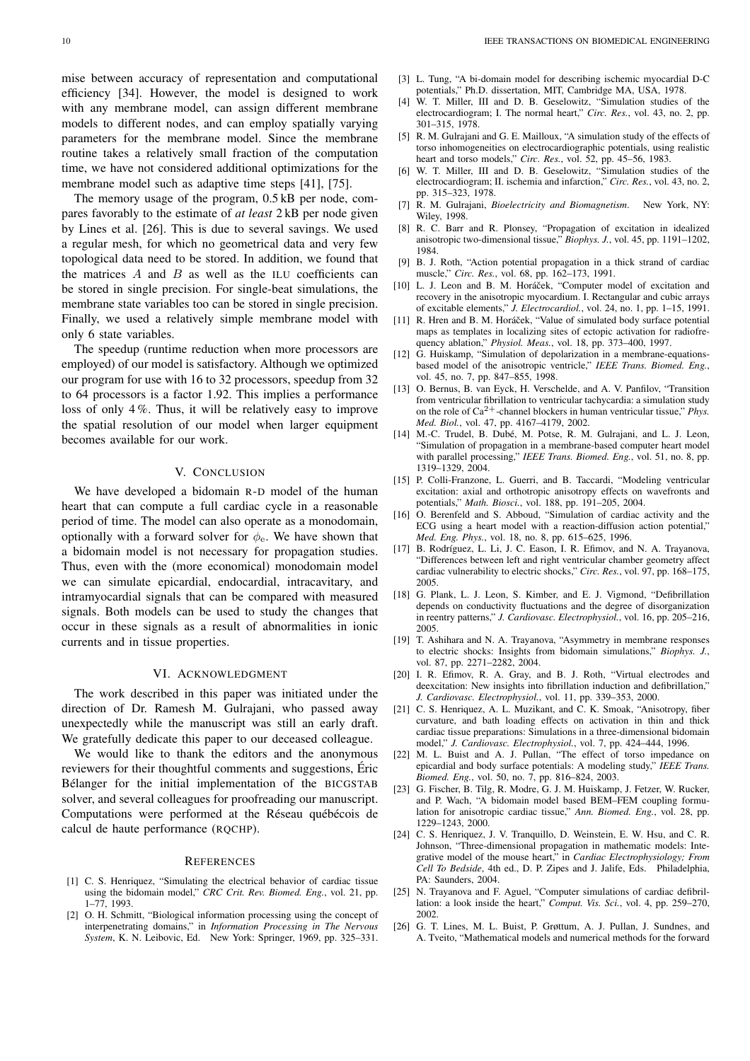mise between accuracy of representation and computational efficiency [34]. However, the model is designed to work with any membrane model, can assign different membrane models to different nodes, and can employ spatially varying parameters for the membrane model. Since the membrane routine takes a relatively small fraction of the computation time, we have not considered additional optimizations for the membrane model such as adaptive time steps [41], [75].

The memory usage of the program, 0.5 kB per node, compares favorably to the estimate of *at least* 2 kB per node given by Lines et al. [26]. This is due to several savings. We used a regular mesh, for which no geometrical data and very few topological data need to be stored. In addition, we found that the matrices $A$ and $B$ as well as the ILU coefficients can be stored in single precision. For single-beat simulations, the membrane state variables too can be stored in single precision. Finally, we used a relatively simple membrane model with only 6 state variables.

The speedup (runtime reduction when more processors are employed) of our model is satisfactory. Although we optimized our program for use with 16 to 32 processors, speedup from 32 to 64 processors is a factor 1.92. This implies a performance loss of only 4 %. Thus, it will be relatively easy to improve the spatial resolution of our model when larger equipment becomes available for our work.

## V. Conclusion

We have developed a bidomain R-D model of the human heart that can compute a full cardiac cycle in a reasonable period of time. The model can also operate as a monodomain, optionally with a forward solver for $\phi_e$. We have shown that a bidomain model is not necessary for propagation studies. Thus, even with the (more economical) monodomain model we can simulate epicardial, endocardial, intracavitary, and intramyocardial signals that can be compared with measured signals. Both models can be used to study the changes that occur in these signals as a result of abnormalities in ionic currents and in tissue properties.

## VI. Acknowledgment

The work described in this paper was initiated under the direction of Dr. Ramesh M. Gulrajani, who passed away unexpectedly while the manuscript was still an early draft. We gratefully dedicate this paper to our deceased colleague.

We would like to thank the editors and the anonymous reviewers for their thoughtful comments and suggestions, Éric Bélanger for the initial implementation of the BICGSTAB solver, and several colleagues for proofreading our manuscript. Computations were performed at the Réseau québécois de calcul de haute performance (RQCHP).

## References

[1] C. S. Henriquez, "Simulating the electrical behavior of cardiac tissue using the bidomain model," *CRC Crit. Rev. Biomed. Eng.*, vol. 21, pp. 1–77, 1993.

[2] O. H. Schmitt, "Biological information processing using the concept of interpenetrating domains," in *Information Processing in The Nervous System*, K. N. Leibovic, Ed. New York: Springer, 1969, pp. 325–331.

[3] L. Tung, "A bi-domain model for describing ischemic myocardial D-C potentials," Ph.D. dissertation, MIT, Cambridge MA, USA, 1978.

[4] W. T. Miller, III and D. B. Geselowitz, "Simulation studies of the electrocardiogram; I. The normal heart," *Circ. Res.*, vol. 43, no. 2, pp. 301–315, 1978.

[5] R. M. Gulrajani and G. E. Mailloux, "A simulation study of the effects of torso inhomogeneities on electrocardiographic potentials, using realistic heart and torso models," *Circ. Res.*, vol. 52, pp. 45–56, 1983.

[6] W. T. Miller, III and D. B. Geselowitz, "Simulation studies of the electrocardiogram; II. ischemia and infarction," *Circ. Res.*, vol. 43, no. 2, pp. 315–323, 1978.

[7] R. M. Gulrajani, *Bioelectricity and Biomagnetism*. New York, NY: Wiley, 1998.

[8] R. C. Barr and R. Plonsey, "Propagation of excitation in idealized anisotropic two-dimensional tissue," *Biophys. J.*, vol. 45, pp. 1191–1202, 1984.

[9] B. J. Roth, "Action potential propagation in a thick strand of cardiac muscle," *Circ. Res.*, vol. 68, pp. 162–173, 1991.

[10] L. J. Leon and B. M. Horáček, "Computer model of excitation and recovery in the anisotropic myocardium. I. Rectangular and cubic arrays of excitable elements," *J. Electrocardiol.*, vol. 24, no. 1, pp. 1–15, 1991.

[11] R. Hren and B. M. Horáček, "Value of simulated body surface potential maps as templates in localizing sites of ectopic activation for radiofrequency ablation," *Physiol. Meas.*, vol. 18, pp. 373–400, 1997.

[12] G. Huiskamp, "Simulation of depolarization in a membrane-equations-based model of the anisotropic ventricle," *IEEE Trans. Biomed. Eng.*, vol. 45, no. 7, pp. 847–855, 1998.

[13] O. Bernus, B. van Eyck, H. Verschelde, and A. V. Panfilov, "Transition from ventricular fibrillation to ventricular tachycardia: a simulation study on the role of $Ca^{2+}$-channel blockers in human ventricular tissue," *Phys. Med. Biol.*, vol. 47, pp. 4167–4179, 2002.

[14] M.-C. Trudel, B. Dubé, M. Potse, R. M. Gulrajani, and L. J. Leon, "Simulation of propagation in a membrane-based computer heart model with parallel processing," *IEEE Trans. Biomed. Eng.*, vol. 51, no. 8, pp. 1319–1329, 2004.

[15] P. Colli-Franzone, L. Guerri, and B. Taccardi, "Modeling ventricular excitation: axial and orthotropic anisotropy effects on wavefronts and potentials," *Math. Biosci.*, vol. 188, pp. 191–205, 2004.

[16] O. Berenfeld and S. Abboud, "Simulation of cardiac activity and the ECG using a heart model with a reaction-diffusion action potential," *Med. Eng. Phys.*, vol. 18, no. 8, pp. 615–625, 1996.

[17] B. Rodríguez, L. Li, J. C. Eason, I. R. Efimov, and N. A. Trayanova, "Differences between left and right ventricular chamber geometry affect cardiac vulnerability to electric shocks," *Circ. Res.*, vol. 97, pp. 168–175, 2005.

[18] G. Plank, L. J. Leon, S. Kimber, and E. J. Vigmond, "Defibrillation depends on conductivity fluctuations and the degree of disorganization in reentry patterns," *J. Cardiovasc. Electrophysiol.*, vol. 16, pp. 205–216, 2005.

[19] T. Ashihara and N. A. Trayanova, "Asymmetry in membrane responses to electric shocks: Insights from bidomain simulations," *Biophys. J.*, vol. 87, pp. 2271–2282, 2004.

[20] I. R. Efimov, R. A. Gray, and B. J. Roth, "Virtual electrodes and deexcitation: New insights into fibrillation induction and defibrillation," *J. Cardiovasc. Electrophysiol.*, vol. 11, pp. 339–353, 2000.

[21] C. S. Henriquez, A. L. Muzikant, and C. K. Smoak, "Anisotropy, fiber curvature, and bath loading effects on activation in thin and thick cardiac tissue preparations: Simulations in a three-dimensional bidomain model," *J. Cardiovasc. Electrophysiol.*, vol. 7, pp. 424–444, 1996.

[22] M. L. Buist and A. J. Pullan, "The effect of torso impedance on epicardial and body surface potentials: A modeling study," *IEEE Trans. Biomed. Eng.*, vol. 50, no. 7, pp. 816–824, 2003.

[23] G. Fischer, B. Tilg, R. Modre, G. J. M. Huiskamp, J. Fetzer, W. Rucker, and P. Wach, "A bidomain model based BEM–FEM coupling formulation for anisotropic cardiac tissue," *Ann. Biomed. Eng.*, vol. 28, pp. 1229–1243, 2000.

[24] C. S. Henriquez, J. V. Tranquillo, D. Weinstein, E. W. Hsu, and C. R. Johnson, "Three-dimensional propagation in mathematic models: Integrative model of the mouse heart," in *Cardiac Electrophysiology; From Cell To Bedside*, 4th ed., D. P. Zipes and J. Jalife, Eds. Philadelphia, PA: Saunders, 2004.

[25] N. Trayanova and F. Aguel, "Computer simulations of cardiac defibrillation: a look inside the heart," *Comput. Vis. Sci.*, vol. 4, pp. 259–270, 2002.

[26] G. T. Lines, M. L. Buist, P. Grøttum, A. J. Pullan, J. Sundnes, and A. Tveito, "Mathematical models and numerical methods for the forward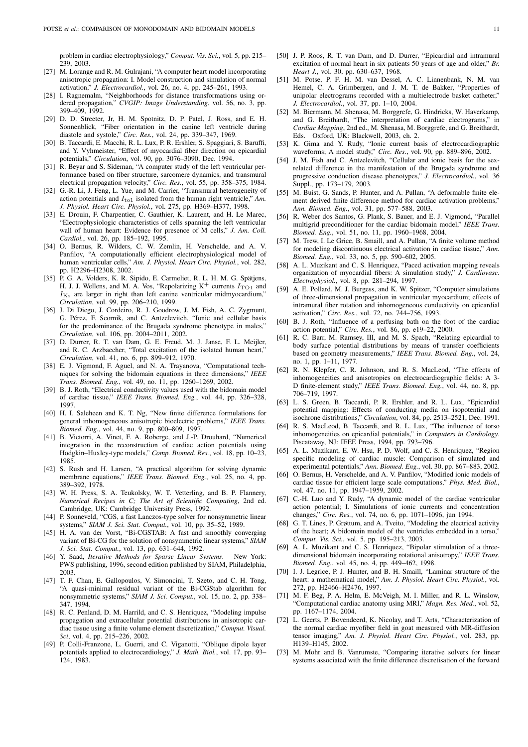problem in cardiac electrophysiology," *Comput. Vis. Sci.*, vol. 5, pp. 215–239, 2003.

[27] M. Lorange and R. M. Gulrajani, "A computer heart model incorporating anisotropic propagation: I. Model construction and simulation of normal activation," *J. Electrocardiol.*, vol. 26, no. 4, pp. 245–261, 1993.

[28] I. Ragnemalm, "Neighborhoods for distance transformations using ordered propagation," *CVGIP: Image Understanding*, vol. 56, no. 3, pp. 399–409, 1992.

[29] D. D. Streeter, Jr, H. M. Spotnitz, D. P. Patel, J. Ross, and E. H. Sonnenblick, "Fiber orientation in the canine left ventricle during diastole and systole," *Circ. Res.*, vol. 24, pp. 339–347, 1969.

[30] B. Taccardi, E. Macchi, R. L. Lux, P. R. Ershler, S. Spaggiari, S. Baruffi, and Y. Vyhmeister, "Effect of myocardial fiber direction on epicardial potentials," *Circulation*, vol. 90, pp. 3076–3090, Dec. 1994.

[31] R. Beyar and S. Sideman, "A computer study of the left ventricular performance based on fiber structure, sarcomere dynamics, and transmural electrical propagation velocity," *Circ. Res.*, vol. 55, pp. 358–375, 1984.

[32] G.-R. Li, J. Feng, L. Yue, and M. Carrier, "Transmural heterogeneity of action potentials and $I_{\rm to1}$ isolated from the human right ventricle," *Am. J. Physiol. Heart Circ. Physiol.*, vol. 275, pp. H369–H377, 1998.

[33] E. Drouin, F. Charpentier, C. Gauthier, K. Laurent, and H. Le Marec, "Electrophysiologic characteristics of cells spanning the left ventricular wall of human heart: Evidence for presence of M cells," *J. Am. Coll. Cardiol.*, vol. 26, pp. 185–192, 1995.

[34] O. Bernus, R. Wilders, C. W. Zemlin, H. Verschelde, and A. V. Panfilov, "A computationally efficient electrophysiological model of human ventricular cells," *Am. J. Physiol. Heart Circ. Physiol.*, vol. 282, pp. H2296–H2308, 2002.

[35] P. G. A. Volders, K. R. Sipido, E. Carmeliet, R. L. H. M. G. Spätjens, H. J. J. Wellens, and M. A. Vos, "Repolarizing $K^+$ currents $I_{\rm TO1}$ and $I_{\rm Ks}$ are larger in right than left canine ventricular midmyocardium," *Circulation*, vol. 99, pp. 206–210, 1999.

[36] J. Di Diego, J. Cordeiro, R. J. Goodrow, J. M. Fish, A. C. Zygmunt, G. Pérez, F. Scornik, and C. Antzelevitch, "Ionic and cellular basis for the predominance of the Brugada syndrome phenotype in males," *Circulation*, vol. 106, pp. 2004–2011, 2002.

[37] D. Durrer, R. T. van Dam, G. E. Freud, M. J. Janse, F. L. Meijler, and R. C. Arzbaecher, "Total excitation of the isolated human heart," *Circulation*, vol. 41, no. 6, pp. 899–912, 1970.

[38] E. J. Vigmond, F. Aguel, and N. A. Trayanova, "Computational techniques for solving the bidomain equations in three dimensions," *IEEE Trans. Biomed. Eng.*, vol. 49, no. 11, pp. 1260–1269, 2002.

[39] B. J. Roth, "Electrical conductivity values used with the bidomain model of cardiac tissue," *IEEE Trans. Biomed. Eng.*, vol. 44, pp. 326–328, 1997.

[40] H. I. Saleheen and K. T. Ng, "New finite difference formulations for general inhomogeneous anisotropic bioelectric problems," *IEEE Trans. Biomed. Eng.*, vol. 44, no. 9, pp. 800–809, 1997.

[41] B. Victorri, A. Vinet, F. A. Roberge, and J.-P. Drouhard, "Numerical integration in the reconstruction of cardiac action potentials using Hodgkin–Huxley-type models," *Comp. Biomed. Res.*, vol. 18, pp. 10–23, 1985.

[42] S. Rush and H. Larsen, "A practical algorithm for solving dynamic membrane equations," *IEEE Trans. Biomed. Eng.*, vol. 25, no. 4, pp. 389–392, 1978.

[43] W. H. Press, S. A. Teukolsky, W. T. Vetterling, and B. P. Flannery, *Numerical Recipes in C; The Art of Scientific Computing*, 2nd ed. Cambridge, UK: Cambridge University Press, 1992.

[44] P. Sonneveld, "CGS, a fast Lanczos-type solver for nonsymmetric linear systems," *SIAM J. Sci. Stat. Comput.*, vol. 10, pp. 35–52, 1989.

[45] H. A. van der Vorst, "Bi-CGSTAB: A fast and smoothly converging variant of Bi-CG for the solution of nonsymmetric linear systems," *SIAM J. Sci. Stat. Comput.*, vol. 13, pp. 631–644, 1992.

[46] Y. Saad, *Iterative Methods for Sparse Linear Systems*. New York: PWS publishing, 1996, second edition published by SIAM, Philadelphia, 2003.

[47] T. F. Chan, E. Gallopoulos, V. Simoncini, T. Szeto, and C. H. Tong, "A quasi-minimal residual variant of the Bi-CGStab algorithm for nonsymmetric systems," *SIAM J. Sci. Comput.*, vol. 15, no. 2, pp. 338–347, 1994.

[48] R. C. Penland, D. M. Harrild, and C. S. Henriquez, "Modeling impulse propagation and extracellular potential distributions in anisotropic cardiac tissue using a finite volume element discretization," *Comput. Visual. Sci*, vol. 4, pp. 215–226, 2002.

[49] P. Colli-Franzone, L. Guerri, and C. Viganotti, "Oblique dipole layer potentials applied to electrocardiology," *J. Math. Biol.*, vol. 17, pp. 93–124, 1983.

[50] J. P. Roos, R. T. van Dam, and D. Durrer, "Epicardial and intramural excitation of normal heart in six patients 50 years of age and older," *Br. Heart J.*, vol. 30, pp. 630–637, 1968.

[51] M. Potse, P. F. H. M. van Dessel, A. C. Linnenbank, N. M. van Hemel, C. A. Grimbergen, and J. M. T. de Bakker, "Properties of unipolar electrograms recorded with a multielectrode basket catheter," *J. Electrocardiol.*, vol. 37, pp. 1–10, 2004.

[52] M. Biermann, M. Shenasa, M. Borggrefe, G. Hindricks, W. Haverkamp, and G. Breithardt, "The interpretation of cardiac electrograms," in *Cardiac Mapping*, 2nd ed., M. Shenasa, M. Borggrefe, and G. Breithardt, Eds. Oxford, UK: Blackwell, 2003, ch. 2.

[53] K. Gima and Y. Rudy, "Ionic current basis of electrocardiographic waveforms; A model study," *Circ. Res.*, vol. 90, pp. 889–896, 2002.

[54] J. M. Fish and C. Antzelevitch, "Cellular and ionic basis for the sex-related difference in the manifestation of the Brugada syndrome and progressive conduction disease phenotypes," *J. Electrocardiol.*, vol. 36 Suppl., pp. 173–179, 2003.

[55] M. Buist, G. Sands, P. Hunter, and A. Pullan, "A deformable finite element derived finite difference method for cardiac activation problems," *Ann. Biomed. Eng.*, vol. 31, pp. 577–588, 2003.

[56] R. Weber dos Santos, G. Plank, S. Bauer, and E. J. Vigmond, "Parallel multigrid preconditioner for the cardiac bidomain model," *IEEE Trans. Biomed. Eng.*, vol. 51, no. 11, pp. 1960–1968, 2004.

[57] M. Trew, I. Le Grice, B. Smaill, and A. Pullan, "A finite volume method for modeling discontinuous electrical activation in cardiac tissue," *Ann. Biomed. Eng.*, vol. 33, no. 5, pp. 590–602, 2005.

[58] A. L. Muzikant and C. S. Henriquez, "Paced activation mapping reveals organization of myocardial fibers: A simulation study," *J. Cardiovasc. Electrophysiol.*, vol. 8, pp. 281–294, 1997.

[59] A. E. Pollard, M. J. Burgess, and K. W. Spitzer, "Computer simulations of three-dimensional propagation in ventricular myocardium; effects of intramural fiber rotation and inhomogeneous conductivity on epicardial activation," *Circ. Res.*, vol. 72, no. 744–756, 1993.

[60] B. J. Roth, "Influence of a perfusing bath on the foot of the cardiac action potential," *Circ. Res.*, vol. 86, pp. e19–22, 2000.

[61] R. C. Barr, M. Ramsey, III, and M. S. Spach, "Relating epicardial to body surface potential distributions by means of transfer coefficients based on geometry measurements," *IEEE Trans. Biomed. Eng.*, vol. 24, no. 1, pp. 1–11, 1977.

[62] R. N. Klepfer, C. R. Johnson, and R. S. MacLeod, "The effects of inhomogeneities and anisotropies on electrocardiographic fields: A 3-D finite-element study," *IEEE Trans. Biomed. Eng.*, vol. 44, no. 8, pp. 706–719, 1997.

[63] L. S. Green, B. Taccardi, P. R. Ershler, and R. L. Lux, "Epicardial potential mapping: Effects of conducting media on isopotential and isochrone distributions," *Circulation*, vol. 84, pp. 2513–2521, Dec. 1991.

[64] R. S. MacLeod, B. Taccardi, and R. L. Lux, "The influence of torso inhomogeneities on epicardial potentials," in *Computers in Cardiology*. Piscataway, NJ: IEEE Press, 1994, pp. 793–796.

[65] A. L. Muzikant, E. W. Hsu, P. D. Wolf, and C. S. Henriquez, "Region specific modeling of cardiac muscle: Comparison of simulated and experimental potentials," *Ann. Biomed. Eng.*, vol. 30, pp. 867–883, 2002.

[66] O. Bernus, H. Verschelde, and A. V. Panfilov, "Modified ionic models of cardiac tissue for efficient large scale computations," *Phys. Med. Biol.*, vol. 47, no. 11, pp. 1947–1959, 2002.

[67] C.-H. Luo and Y. Rudy, "A dynamic model of the cardiac ventricular action potential; I. Simulations of ionic currents and concentration changes," *Circ. Res.*, vol. 74, no. 6, pp. 1071–1096, jun 1994.

[68] G. T. Lines, P. Grøttum, and A. Tveito, "Modeling the electrical activity of the heart; A bidomain model of the ventricles embedded in a torso," *Comput. Vis. Sci.*, vol. 5, pp. 195–213, 2003.

[69] A. L. Muzikant and C. S. Henriquez, "Bipolar stimulation of a three-dimensional bidomain incorporating rotational anisotropy," *IEEE Trans. Biomed. Eng.*, vol. 45, no. 4, pp. 449–462, 1998.

[70] I. J. Legrice, P. J. Hunter, and B. H. Smaill, "Laminar structure of the heart: a mathematical model," *Am. J. Physiol. Heart Circ. Physiol.*, vol. 272, pp. H2466–H2476, 1997.

[71] M. F. Beg, P. A. Helm, E. McVeigh, M. I. Miller, and R. L. Winslow, "Computational cardiac anatomy using MRI," *Magn. Res. Med.*, vol. 52, pp. 1167–1174, 2004.

[72] L. Geerts, P. Bovendeerd, K. Nicolay, and T. Arts, "Characterization of the normal cardiac myofiber field in goat measured with MR-diffusion tensor imaging," *Am. J. Physiol. Heart Circ. Physiol.*, vol. 283, pp. H139–H145, 2002.

[73] M. Mohr and B. Vanrumste, "Comparing iterative solvers for linear systems associated with the finite difference discretisation of the forward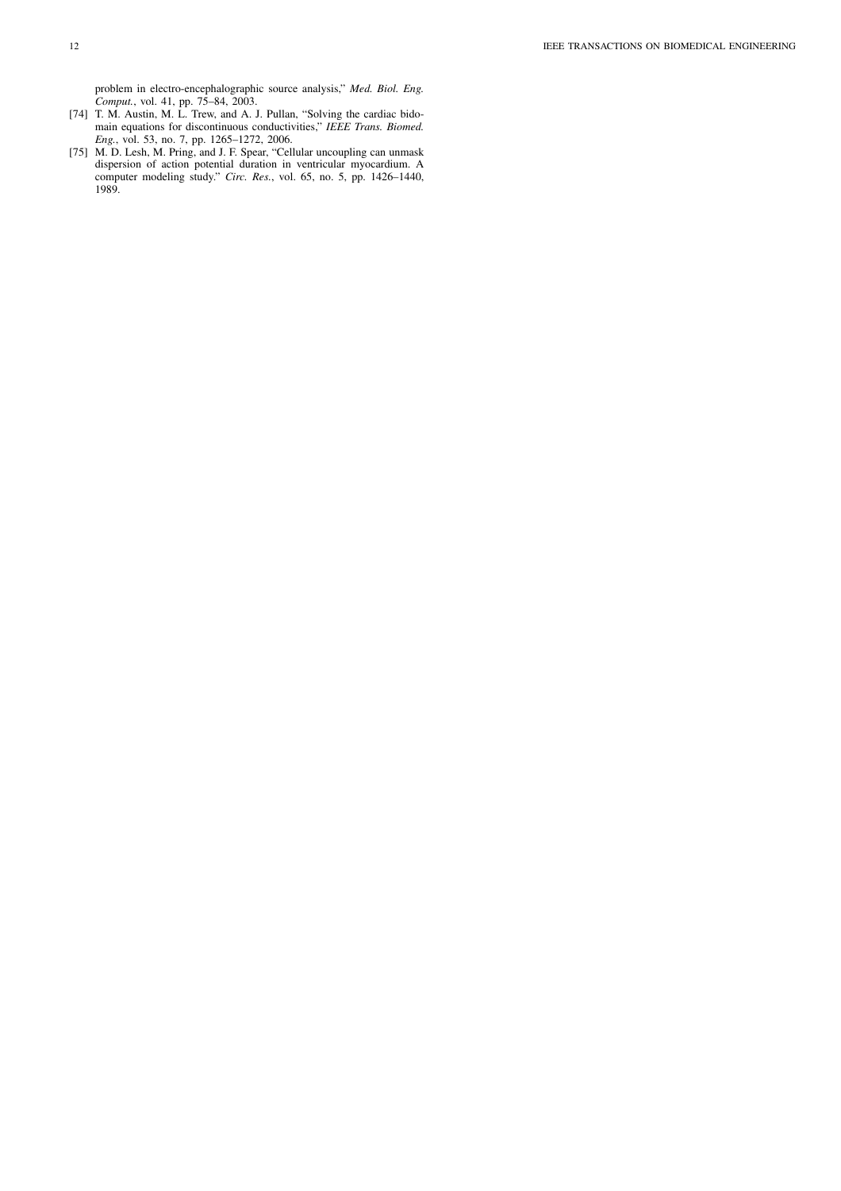problem in electro-encephalographic source analysis," *Med. Biol. Eng. Comput.*, vol. 41, pp. 75–84, 2003.

[74] T. M. Austin, M. L. Trew, and A. J. Pullan, "Solving the cardiac bidomain equations for discontinuous conductivities," *IEEE Trans. Biomed. Eng.*, vol. 53, no. 7, pp. 1265–1272, 2006.

[75] M. D. Lesh, M. Pring, and J. F. Spear, "Cellular uncoupling can unmask dispersion of action potential duration in ventricular myocardium. A computer modeling study." *Circ. Res.*, vol. 65, no. 5, pp. 1426–1440, 1989.